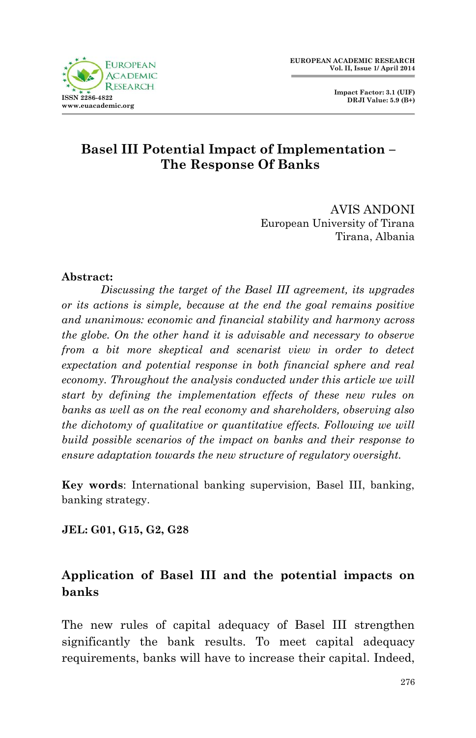# Basel III Potential Impact of Implementation – The Response Of Banks

AVIS ANDONI
European University of Tirana
Tirana, Albania

**Abstract:**

*Discussing the target of the Basel III agreement, its upgrades or its actions is simple, because at the end the goal remains positive and unanimous: economic and financial stability and harmony across the globe. On the other hand it is advisable and necessary to observe from a bit more skeptical and scenarist view in order to detect expectation and potential response in both financial sphere and real economy. Throughout the analysis conducted under this article we will start by defining the implementation effects of these new rules on banks as well as on the real economy and shareholders, observing also the dichotomy of qualitative or quantitative effects. Following we will build possible scenarios of the impact on banks and their response to ensure adaptation towards the new structure of regulatory oversight.*

**Key words**: International banking supervision, Basel III, banking, banking strategy.

**JEL: G01, G15, G2, G28**

## Application of Basel III and the potential impacts on banks

The new rules of capital adequacy of Basel III strengthen significantly the bank results. To meet capital adequacy requirements, banks will have to increase their capital. Indeed,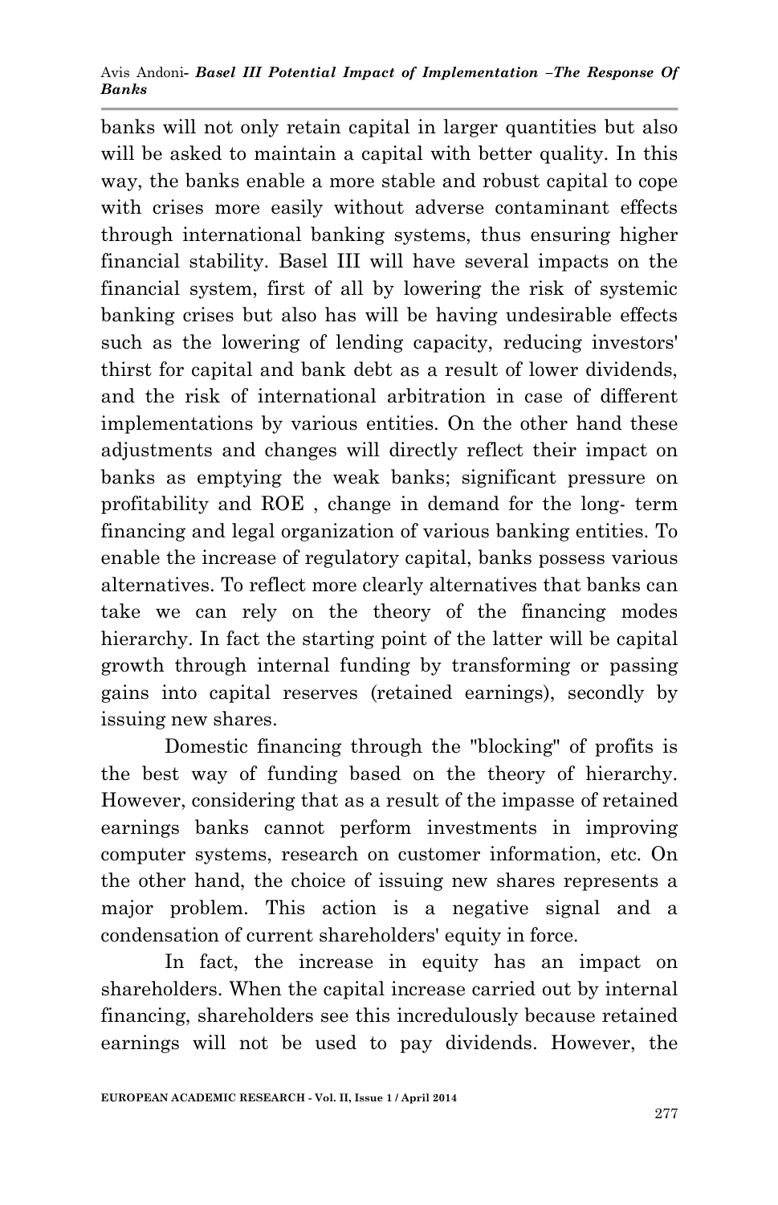banks will not only retain capital in larger quantities but also will be asked to maintain a capital with better quality. In this way, the banks enable a more stable and robust capital to cope with crises more easily without adverse contaminant effects through international banking systems, thus ensuring higher financial stability. Basel III will have several impacts on the financial system, first of all by lowering the risk of systemic banking crises but also has will be having undesirable effects such as the lowering of lending capacity, reducing investors' thirst for capital and bank debt as a result of lower dividends, and the risk of international arbitration in case of different implementations by various entities. On the other hand these adjustments and changes will directly reflect their impact on banks as emptying the weak banks; significant pressure on profitability and ROE , change in demand for the long- term financing and legal organization of various banking entities. To enable the increase of regulatory capital, banks possess various alternatives. To reflect more clearly alternatives that banks can take we can rely on the theory of the financing modes hierarchy. In fact the starting point of the latter will be capital growth through internal funding by transforming or passing gains into capital reserves (retained earnings), secondly by issuing new shares.

Domestic financing through the "blocking" of profits is the best way of funding based on the theory of hierarchy. However, considering that as a result of the impasse of retained earnings banks cannot perform investments in improving computer systems, research on customer information, etc. On the other hand, the choice of issuing new shares represents a major problem. This action is a negative signal and a condensation of current shareholders' equity in force.

In fact, the increase in equity has an impact on shareholders. When the capital increase carried out by internal financing, shareholders see this incredulously because retained earnings will not be used to pay dividends. However, the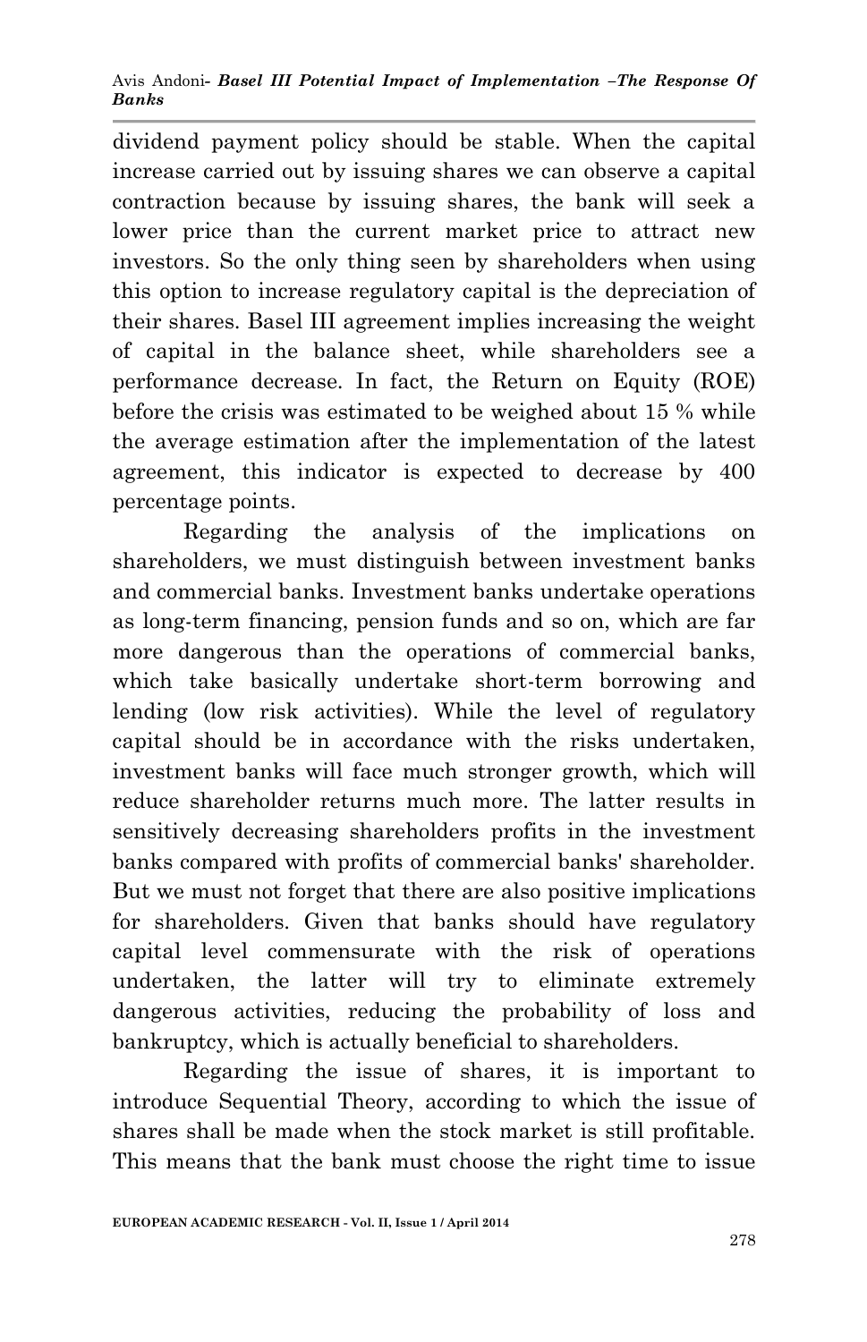dividend payment policy should be stable. When the capital increase carried out by issuing shares we can observe a capital contraction because by issuing shares, the bank will seek a lower price than the current market price to attract new investors. So the only thing seen by shareholders when using this option to increase regulatory capital is the depreciation of their shares. Basel III agreement implies increasing the weight of capital in the balance sheet, while shareholders see a performance decrease. In fact, the Return on Equity (ROE) before the crisis was estimated to be weighed about 15 % while the average estimation after the implementation of the latest agreement, this indicator is expected to decrease by 400 percentage points.

Regarding the analysis of the implications on shareholders, we must distinguish between investment banks and commercial banks. Investment banks undertake operations as long-term financing, pension funds and so on, which are far more dangerous than the operations of commercial banks, which take basically undertake short-term borrowing and lending (low risk activities). While the level of regulatory capital should be in accordance with the risks undertaken, investment banks will face much stronger growth, which will reduce shareholder returns much more. The latter results in sensitively decreasing shareholders profits in the investment banks compared with profits of commercial banks' shareholder. But we must not forget that there are also positive implications for shareholders. Given that banks should have regulatory capital level commensurate with the risk of operations undertaken, the latter will try to eliminate extremely dangerous activities, reducing the probability of loss and bankruptcy, which is actually beneficial to shareholders.

Regarding the issue of shares, it is important to introduce Sequential Theory, according to which the issue of shares shall be made when the stock market is still profitable. This means that the bank must choose the right time to issue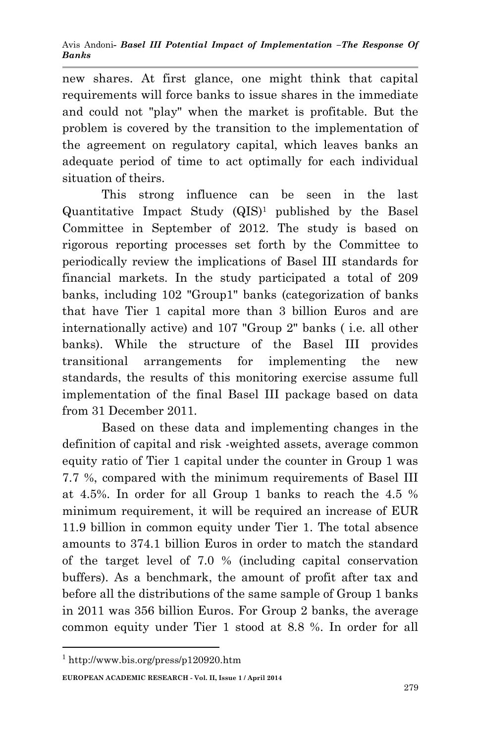new shares. At first glance, one might think that capital requirements will force banks to issue shares in the immediate and could not "play" when the market is profitable. But the problem is covered by the transition to the implementation of the agreement on regulatory capital, which leaves banks an adequate period of time to act optimally for each individual situation of theirs.

This strong influence can be seen in the last Quantitative Impact Study (QIS)[1] published by the Basel Committee in September of 2012. The study is based on rigorous reporting processes set forth by the Committee to periodically review the implications of Basel III standards for financial markets. In the study participated a total of 209 banks, including 102 "Group1" banks (categorization of banks that have Tier 1 capital more than 3 billion Euros and are internationally active) and 107 "Group 2" banks ( i.e. all other banks). While the structure of the Basel III provides transitional arrangements for implementing the new standards, the results of this monitoring exercise assume full implementation of the final Basel III package based on data from 31 December 2011.

Based on these data and implementing changes in the definition of capital and risk -weighted assets, average common equity ratio of Tier 1 capital under the counter in Group 1 was 7.7 %, compared with the minimum requirements of Basel III at 4.5%. In order for all Group 1 banks to reach the 4.5 % minimum requirement, it will be required an increase of EUR 11.9 billion in common equity under Tier 1. The total absence amounts to 374.1 billion Euros in order to match the standard of the target level of 7.0 % (including capital conservation buffers). As a benchmark, the amount of profit after tax and before all the distributions of the same sample of Group 1 banks in 2011 was 356 billion Euros. For Group 2 banks, the average common equity under Tier 1 stood at 8.8 %. In order for all

---

[1] http://www.bis.org/press/p120920.htm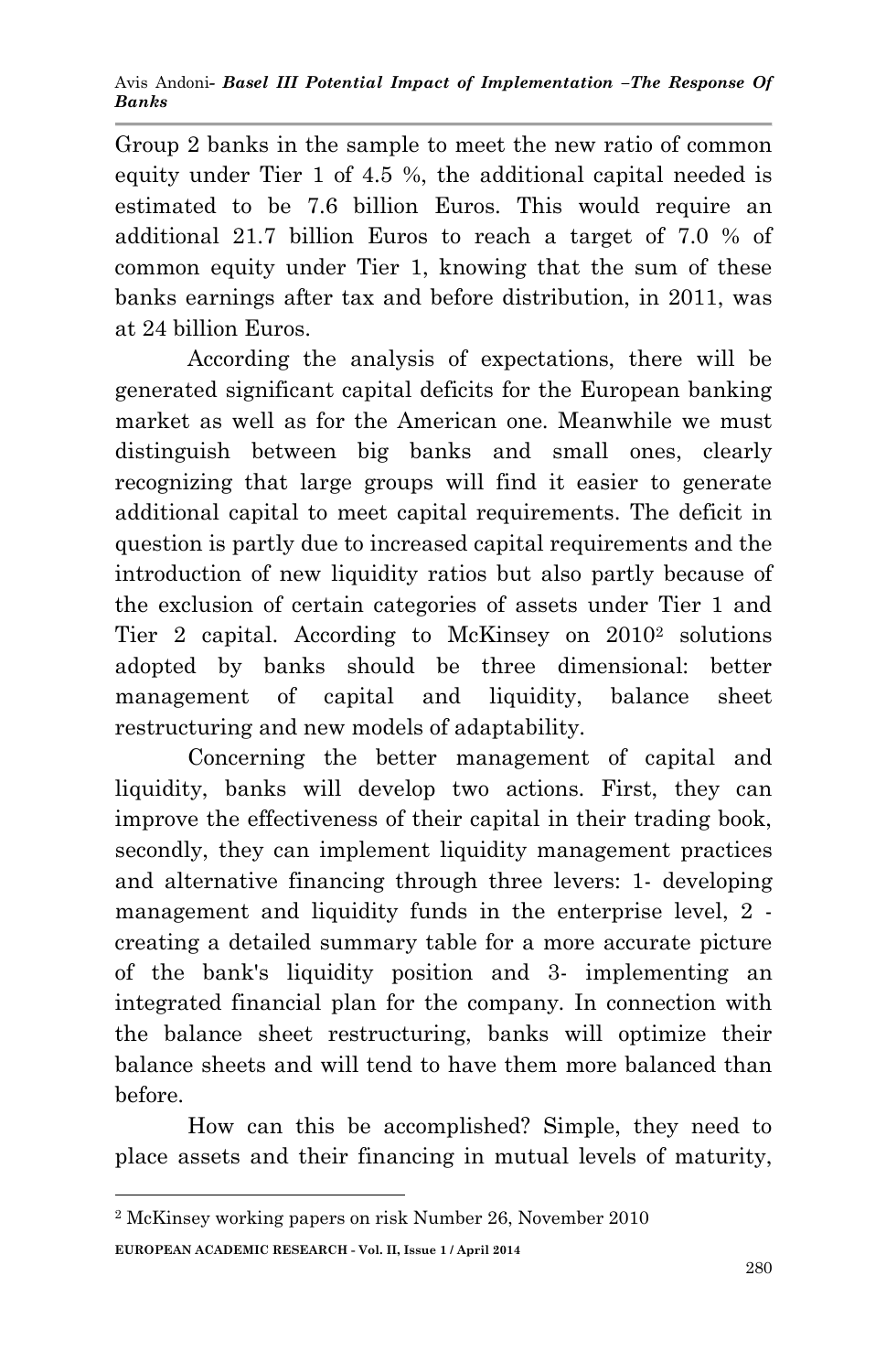Group 2 banks in the sample to meet the new ratio of common equity under Tier 1 of 4.5 %, the additional capital needed is estimated to be 7.6 billion Euros. This would require an additional 21.7 billion Euros to reach a target of 7.0 % of common equity under Tier 1, knowing that the sum of these banks earnings after tax and before distribution, in 2011, was at 24 billion Euros.

According the analysis of expectations, there will be generated significant capital deficits for the European banking market as well as for the American one. Meanwhile we must distinguish between big banks and small ones, clearly recognizing that large groups will find it easier to generate additional capital to meet capital requirements. The deficit in question is partly due to increased capital requirements and the introduction of new liquidity ratios but also partly because of the exclusion of certain categories of assets under Tier 1 and Tier 2 capital. According to McKinsey on 2010[2] solutions adopted by banks should be three dimensional: better management of capital and liquidity, balance sheet restructuring and new models of adaptability.

Concerning the better management of capital and liquidity, banks will develop two actions. First, they can improve the effectiveness of their capital in their trading book, secondly, they can implement liquidity management practices and alternative financing through three levers: 1- developing management and liquidity funds in the enterprise level, 2 - creating a detailed summary table for a more accurate picture of the bank's liquidity position and 3- implementing an integrated financial plan for the company. In connection with the balance sheet restructuring, banks will optimize their balance sheets and will tend to have them more balanced than before.

How can this be accomplished? Simple, they need to place assets and their financing in mutual levels of maturity,

[2] McKinsey working papers on risk Number 26, November 2010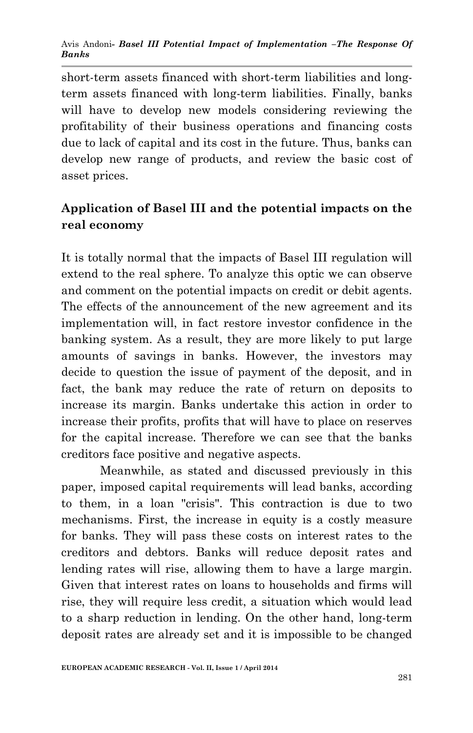short-term assets financed with short-term liabilities and long-term assets financed with long-term liabilities. Finally, banks will have to develop new models considering reviewing the profitability of their business operations and financing costs due to lack of capital and its cost in the future. Thus, banks can develop new range of products, and review the basic cost of asset prices.

## Application of Basel III and the potential impacts on the real economy

It is totally normal that the impacts of Basel III regulation will extend to the real sphere. To analyze this optic we can observe and comment on the potential impacts on credit or debit agents. The effects of the announcement of the new agreement and its implementation will, in fact restore investor confidence in the banking system. As a result, they are more likely to put large amounts of savings in banks. However, the investors may decide to question the issue of payment of the deposit, and in fact, the bank may reduce the rate of return on deposits to increase its margin. Banks undertake this action in order to increase their profits, profits that will have to place on reserves for the capital increase. Therefore we can see that the banks creditors face positive and negative aspects.

Meanwhile, as stated and discussed previously in this paper, imposed capital requirements will lead banks, according to them, in a loan "crisis". This contraction is due to two mechanisms. First, the increase in equity is a costly measure for banks. They will pass these costs on interest rates to the creditors and debtors. Banks will reduce deposit rates and lending rates will rise, allowing them to have a large margin. Given that interest rates on loans to households and firms will rise, they will require less credit, a situation which would lead to a sharp reduction in lending. On the other hand, long-term deposit rates are already set and it is impossible to be changed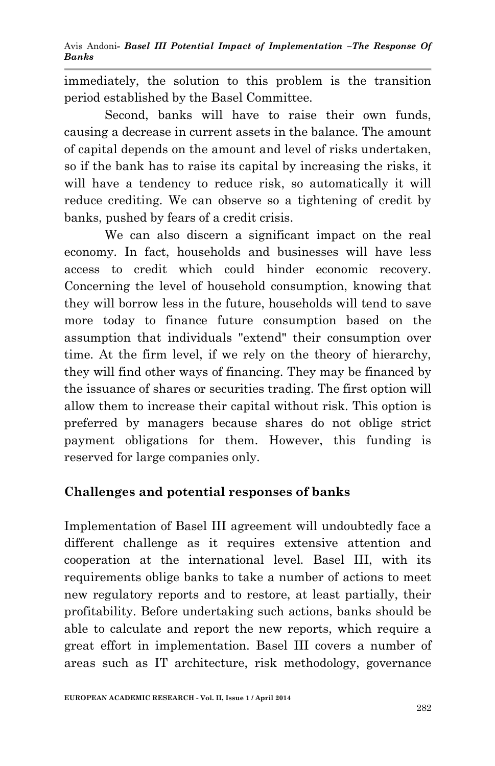immediately, the solution to this problem is the transition period established by the Basel Committee.

Second, banks will have to raise their own funds, causing a decrease in current assets in the balance. The amount of capital depends on the amount and level of risks undertaken, so if the bank has to raise its capital by increasing the risks, it will have a tendency to reduce risk, so automatically it will reduce crediting. We can observe so a tightening of credit by banks, pushed by fears of a credit crisis.

We can also discern a significant impact on the real economy. In fact, households and businesses will have less access to credit which could hinder economic recovery. Concerning the level of household consumption, knowing that they will borrow less in the future, households will tend to save more today to finance future consumption based on the assumption that individuals "extend" their consumption over time. At the firm level, if we rely on the theory of hierarchy, they will find other ways of financing. They may be financed by the issuance of shares or securities trading. The first option will allow them to increase their capital without risk. This option is preferred by managers because shares do not oblige strict payment obligations for them. However, this funding is reserved for large companies only.

## Challenges and potential responses of banks

Implementation of Basel III agreement will undoubtedly face a different challenge as it requires extensive attention and cooperation at the international level. Basel III, with its requirements oblige banks to take a number of actions to meet new regulatory reports and to restore, at least partially, their profitability. Before undertaking such actions, banks should be able to calculate and report the new reports, which require a great effort in implementation. Basel III covers a number of areas such as IT architecture, risk methodology, governance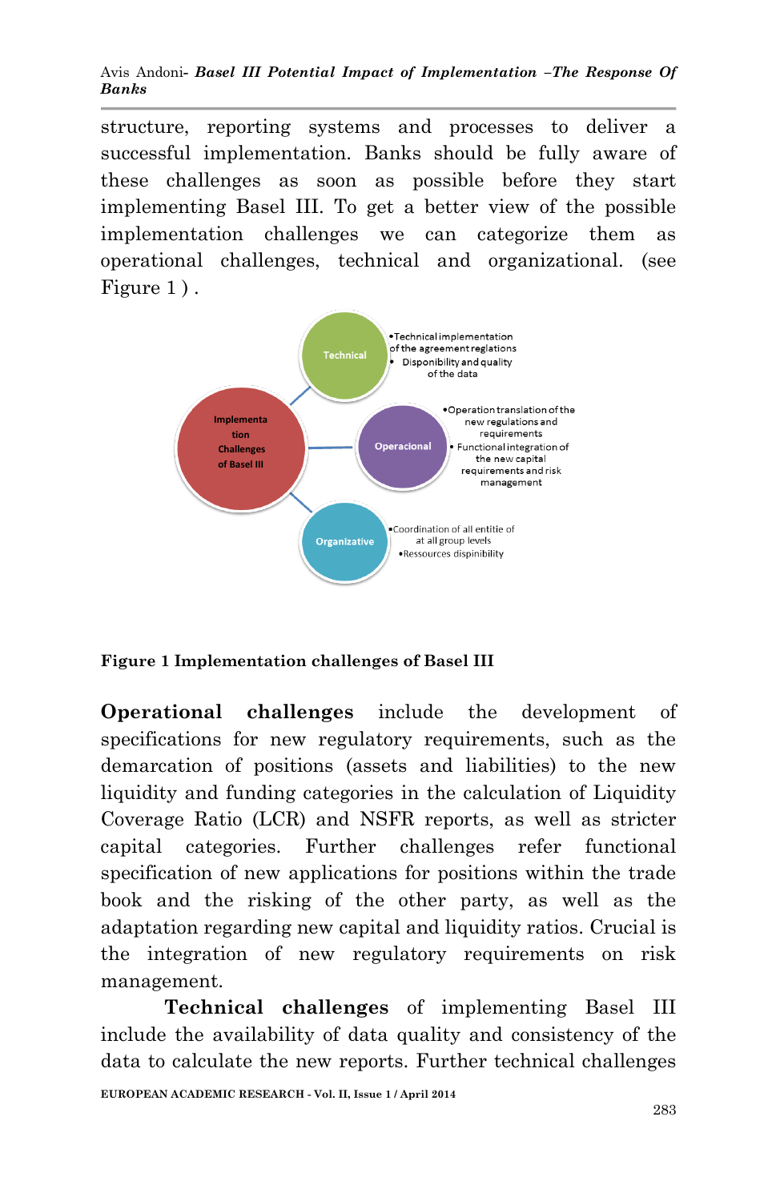structure, reporting systems and processes to deliver a successful implementation. Banks should be fully aware of these challenges as soon as possible before they start implementing Basel III. To get a better view of the possible implementation challenges we can categorize them as operational challenges, technical and organizational. (see Figure 1 ) .

Implementation Challenges of Basel III

Technical
- Technical implementation of the agreement reglations
- Disponibility and quality of the data

Operacional
- Operation translation of the new regulations and requirements
- Functional integration of the new capital requirements and risk management

Organizative
- Coordination of all entitie of at all group levels
- Ressources dispinibility

**Figure 1 Implementation challenges of Basel III**

**Operational challenges** include the development of specifications for new regulatory requirements, such as the demarcation of positions (assets and liabilities) to the new liquidity and funding categories in the calculation of Liquidity Coverage Ratio (LCR) and NSFR reports, as well as stricter capital categories. Further challenges refer functional specification of new applications for positions within the trade book and the risking of the other party, as well as the adaptation regarding new capital and liquidity ratios. Crucial is the integration of new regulatory requirements on risk management.

**Technical challenges** of implementing Basel III include the availability of data quality and consistency of the data to calculate the new reports. Further technical challenges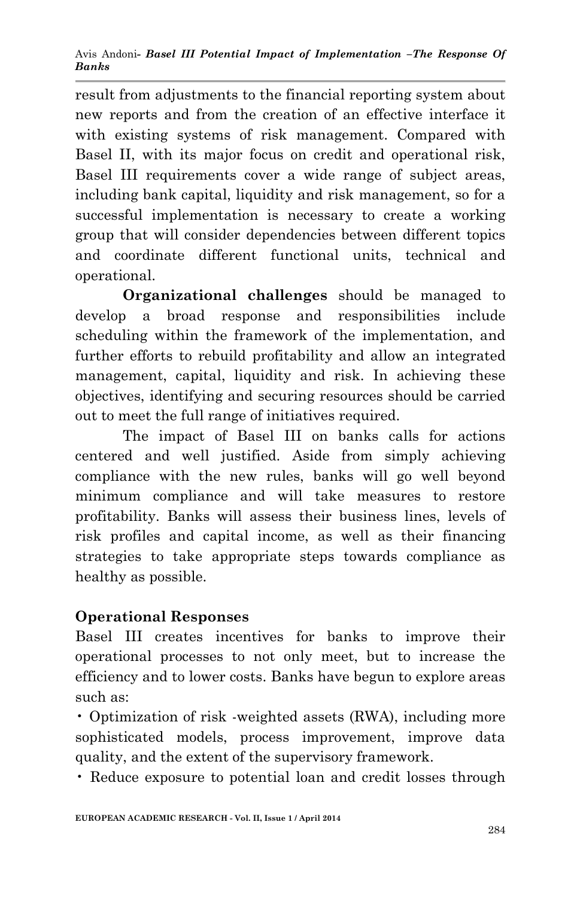result from adjustments to the financial reporting system about new reports and from the creation of an effective interface it with existing systems of risk management. Compared with Basel II, with its major focus on credit and operational risk, Basel III requirements cover a wide range of subject areas, including bank capital, liquidity and risk management, so for a successful implementation is necessary to create a working group that will consider dependencies between different topics and coordinate different functional units, technical and operational.

**Organizational challenges** should be managed to develop a broad response and responsibilities include scheduling within the framework of the implementation, and further efforts to rebuild profitability and allow an integrated management, capital, liquidity and risk. In achieving these objectives, identifying and securing resources should be carried out to meet the full range of initiatives required.

The impact of Basel III on banks calls for actions centered and well justified. Aside from simply achieving compliance with the new rules, banks will go well beyond minimum compliance and will take measures to restore profitability. Banks will assess their business lines, levels of risk profiles and capital income, as well as their financing strategies to take appropriate steps towards compliance as healthy as possible.

## Operational Responses

Basel III creates incentives for banks to improve their operational processes to not only meet, but to increase the efficiency and to lower costs. Banks have begun to explore areas such as:

- Optimization of risk -weighted assets (RWA), including more sophisticated models, process improvement, improve data quality, and the extent of the supervisory framework.
- Reduce exposure to potential loan and credit losses through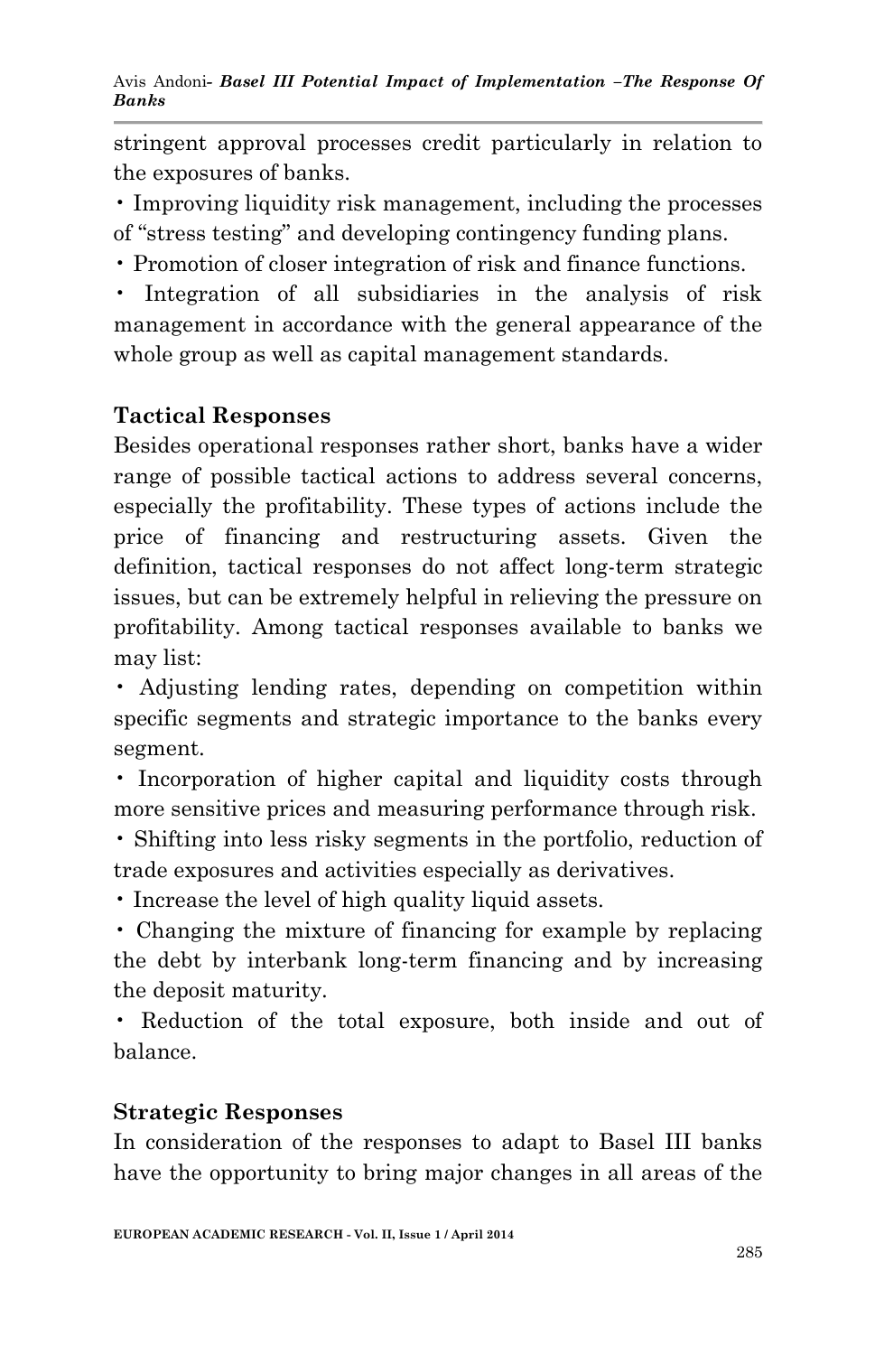stringent approval processes credit particularly in relation to the exposures of banks.

- Improving liquidity risk management, including the processes of "stress testing" and developing contingency funding plans.
- Promotion of closer integration of risk and finance functions.
- Integration of all subsidiaries in the analysis of risk management in accordance with the general appearance of the whole group as well as capital management standards.

**Tactical Responses**

Besides operational responses rather short, banks have a wider range of possible tactical actions to address several concerns, especially the profitability. These types of actions include the price of financing and restructuring assets. Given the definition, tactical responses do not affect long-term strategic issues, but can be extremely helpful in relieving the pressure on profitability. Among tactical responses available to banks we may list:

- Adjusting lending rates, depending on competition within specific segments and strategic importance to the banks every segment.
- Incorporation of higher capital and liquidity costs through more sensitive prices and measuring performance through risk.
- Shifting into less risky segments in the portfolio, reduction of trade exposures and activities especially as derivatives.
- Increase the level of high quality liquid assets.
- Changing the mixture of financing for example by replacing the debt by interbank long-term financing and by increasing the deposit maturity.
- Reduction of the total exposure, both inside and out of balance.

**Strategic Responses**

In consideration of the responses to adapt to Basel III banks have the opportunity to bring major changes in all areas of the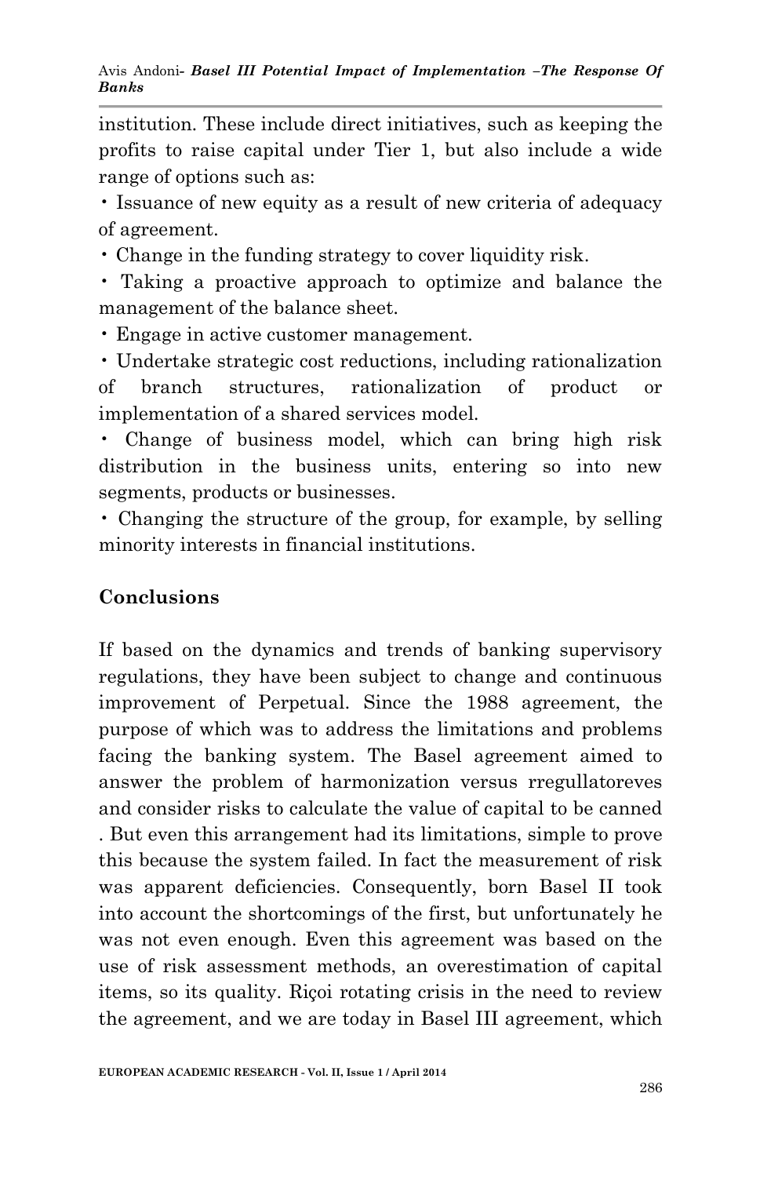institution. These include direct initiatives, such as keeping the profits to raise capital under Tier 1, but also include a wide range of options such as:

- Issuance of new equity as a result of new criteria of adequacy of agreement.
- Change in the funding strategy to cover liquidity risk.
- Taking a proactive approach to optimize and balance the management of the balance sheet.
- Engage in active customer management.
- Undertake strategic cost reductions, including rationalization of branch structures, rationalization of product or implementation of a shared services model.
- Change of business model, which can bring high risk distribution in the business units, entering so into new segments, products or businesses.
- Changing the structure of the group, for example, by selling minority interests in financial institutions.

## Conclusions

If based on the dynamics and trends of banking supervisory regulations, they have been subject to change and continuous improvement of Perpetual. Since the 1988 agreement, the purpose of which was to address the limitations and problems facing the banking system. The Basel agreement aimed to answer the problem of harmonization versus rregullatoreves and consider risks to calculate the value of capital to be canned . But even this arrangement had its limitations, simple to prove this because the system failed. In fact the measurement of risk was apparent deficiencies. Consequently, born Basel II took into account the shortcomings of the first, but unfortunately he was not even enough. Even this agreement was based on the use of risk assessment methods, an overestimation of capital items, so its quality. Riçoi rotating crisis in the need to review the agreement, and we are today in Basel III agreement, which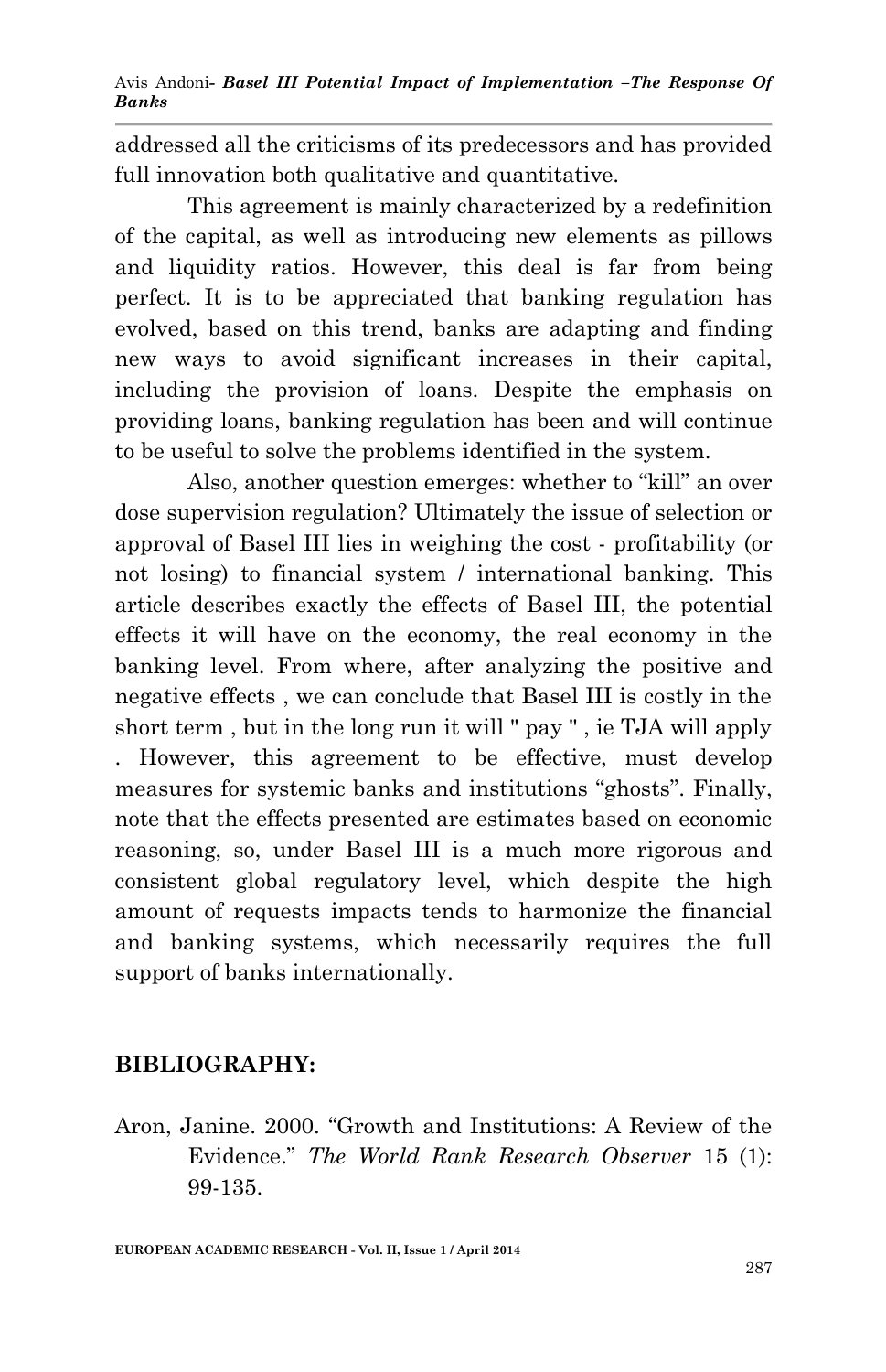addressed all the criticisms of its predecessors and has provided full innovation both qualitative and quantitative.

This agreement is mainly characterized by a redefinition of the capital, as well as introducing new elements as pillows and liquidity ratios. However, this deal is far from being perfect. It is to be appreciated that banking regulation has evolved, based on this trend, banks are adapting and finding new ways to avoid significant increases in their capital, including the provision of loans. Despite the emphasis on providing loans, banking regulation has been and will continue to be useful to solve the problems identified in the system.

Also, another question emerges: whether to "kill" an over dose supervision regulation? Ultimately the issue of selection or approval of Basel III lies in weighing the cost - profitability (or not losing) to financial system / international banking. This article describes exactly the effects of Basel III, the potential effects it will have on the economy, the real economy in the banking level. From where, after analyzing the positive and negative effects , we can conclude that Basel III is costly in the short term , but in the long run it will " pay " , ie TJA will apply . However, this agreement to be effective, must develop measures for systemic banks and institutions "ghosts". Finally, note that the effects presented are estimates based on economic reasoning, so, under Basel III is a much more rigorous and consistent global regulatory level, which despite the high amount of requests impacts tends to harmonize the financial and banking systems, which necessarily requires the full support of banks internationally.

## BIBLIOGRAPHY:

Aron, Janine. 2000. "Growth and Institutions: A Review of the Evidence." *The World Rank Research Observer* 15 (1): 99-135.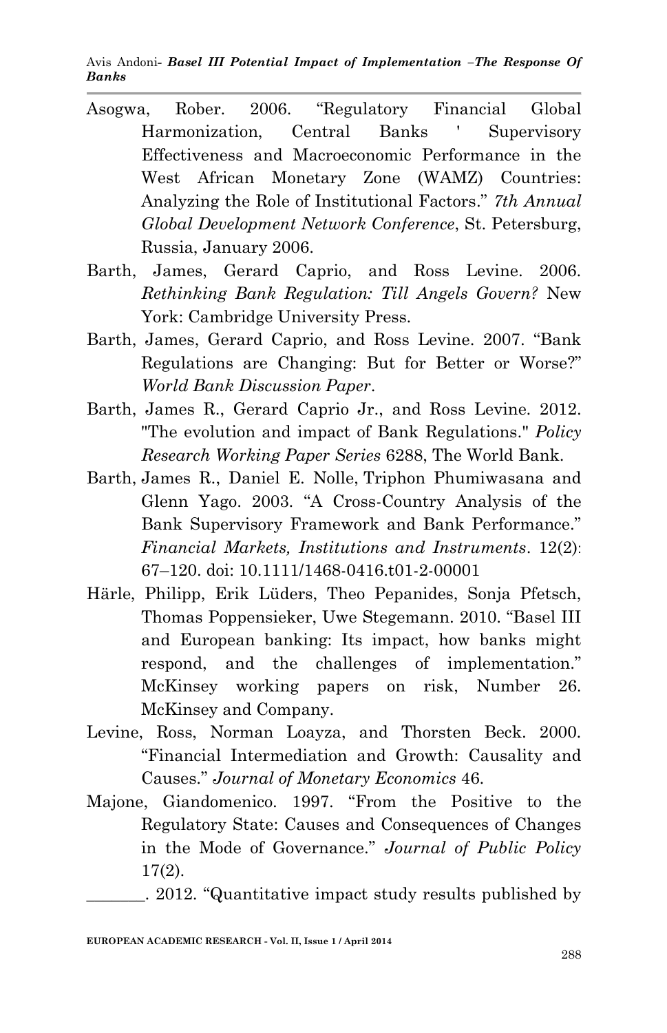Asogwa, Rober. 2006. "Regulatory Financial Global Harmonization, Central Banks ' Supervisory Effectiveness and Macroeconomic Performance in the West African Monetary Zone (WAMZ) Countries: Analyzing the Role of Institutional Factors." *7th Annual Global Development Network Conference*, St. Petersburg, Russia, January 2006.

Barth, James, Gerard Caprio, and Ross Levine. 2006. *Rethinking Bank Regulation: Till Angels Govern?* New York: Cambridge University Press.

Barth, James, Gerard Caprio, and Ross Levine. 2007. "Bank Regulations are Changing: But for Better or Worse?" *World Bank Discussion Paper*.

Barth, James R., Gerard Caprio Jr., and Ross Levine. 2012. "The evolution and impact of Bank Regulations." *Policy Research Working Paper Series* 6288, The World Bank.

Barth, James R., Daniel E. Nolle, Triphon Phumiwasana and Glenn Yago. 2003. "A Cross-Country Analysis of the Bank Supervisory Framework and Bank Performance." *Financial Markets, Institutions and Instruments*. 12(2): 67–120. doi: 10.1111/1468-0416.t01-2-00001

Härle, Philipp, Erik Lüders, Theo Pepanides, Sonja Pfetsch, Thomas Poppensieker, Uwe Stegemann. 2010. "Basel III and European banking: Its impact, how banks might respond, and the challenges of implementation." McKinsey working papers on risk, Number 26. McKinsey and Company.

Levine, Ross, Norman Loayza, and Thorsten Beck. 2000. "Financial Intermediation and Growth: Causality and Causes." *Journal of Monetary Economics* 46.

Majone, Giandomenico. 1997. "From the Positive to the Regulatory State: Causes and Consequences of Changes in the Mode of Governance." *Journal of Public Policy* 17(2).

_______. 2012. "Quantitative impact study results published by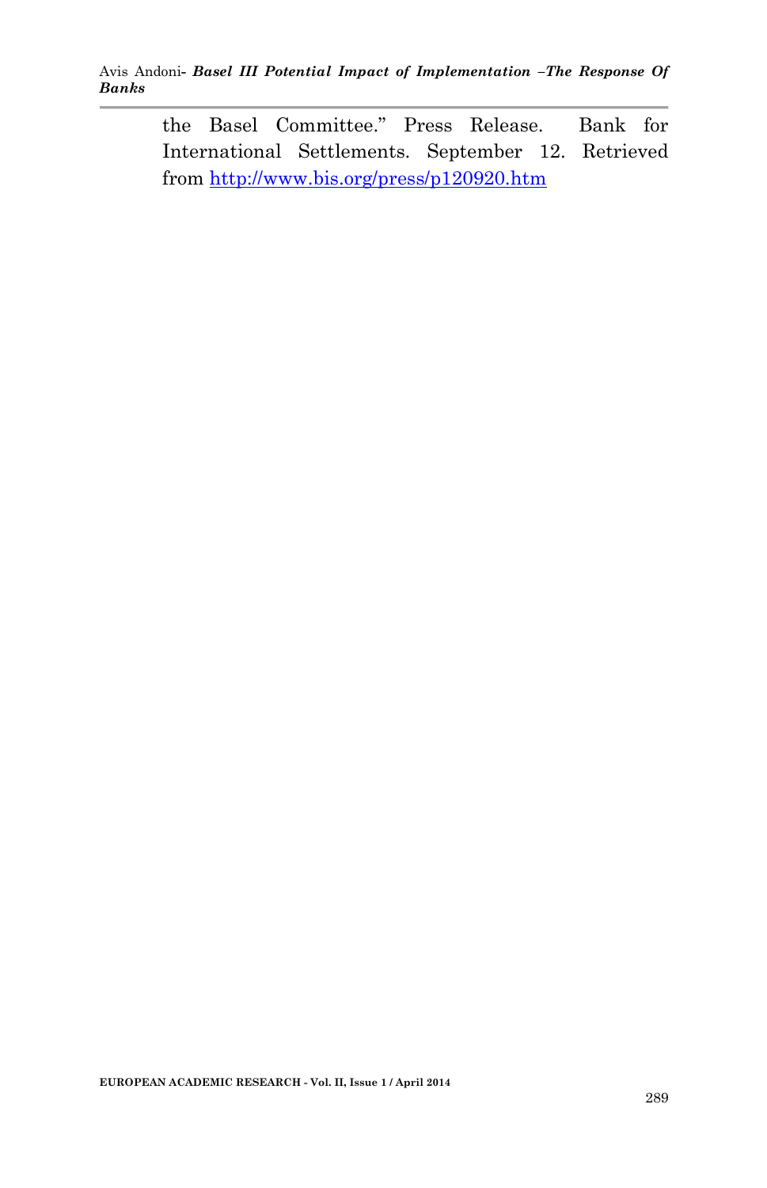the Basel Committee." Press Release. Bank for International Settlements. September 12. Retrieved from http://www.bis.org/press/p120920.htm